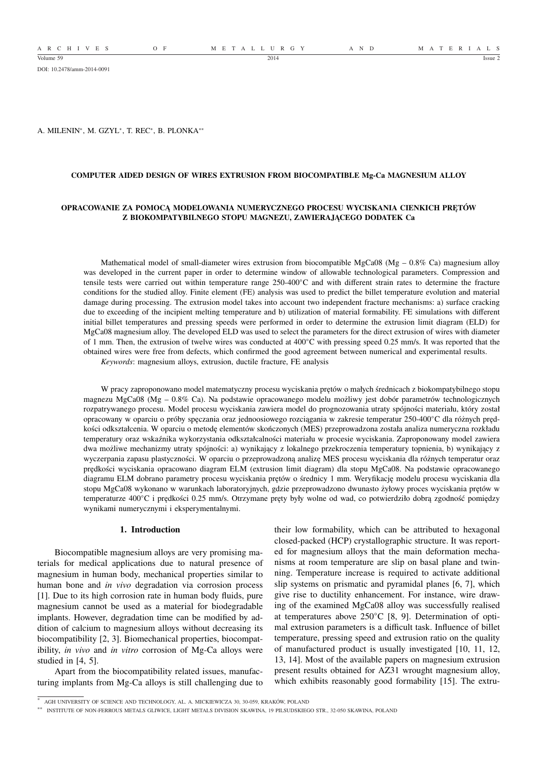DOI: 10.2478/amm-2014-0091

A. MILENIN*, M. GZYL*, T. REC*, B. PLONKA**

## COMPUTER AIDED DESIGN OF WIRES EXTRUSION FROM BIOCOMPATIBLE Mg-Ca MAGNESIUM ALLOY

## OPRACOWANIE ZA POMOCĄ MODELOWANIA NUMERYCZNEGO PROCESU WYCISKANIA CIENKICH PRĘTÓW Z BIOKOMPATYBILNEGO STOPU MAGNEZU, ZAWIERAJĄCEGO DODATEK Ca

Mathematical model of small-diameter wires extrusion from biocompatible MgCa08 (Mg – 0.8% Ca) magnesium alloy was developed in the current paper in order to determine window of allowable technological parameters. Compression and tensile tests were carried out within temperature range 250-400°C and with different strain rates to determine the fracture conditions for the studied alloy. Finite element (FE) analysis was used to predict the billet temperature evolution and material damage during processing. The extrusion model takes into account two independent fracture mechanisms: a) surface cracking due to exceeding of the incipient melting temperature and b) utilization of material formability. FE simulations with different initial billet temperatures and pressing speeds were performed in order to determine the extrusion limit diagram (ELD) for MgCa08 magnesium alloy. The developed ELD was used to select the parameters for the direct extrusion of wires with diameter of 1 mm. Then, the extrusion of twelve wires was conducted at 400°C with pressing speed 0.25 mm/s. It was reported that the obtained wires were free from defects, which confirmed the good agreement between numerical and experimental results.

*Keywords*: magnesium alloys, extrusion, ductile fracture, FE analysis

W pracy zaproponowano model matematyczny procesu wyciskania prętów o małych średnicach z biokompatybilnego stopu magnezu MgCa08 (Mg – 0.8% Ca). Na podstawie opracowanego modelu możliwy jest dobór parametrów technologicznych rozpatrywanego procesu. Model procesu wyciskania zawiera model do prognozowania utraty spójności materiału, który został opracowany w oparciu o próby spęczania oraz jednoosiowego rozciągania w zakresie temperatur 250-400°C dla różnych prędkości odkształcenia. W oparciu o metodę elementów skończonych (MES) przeprowadzona została analiza numeryczna rozkładu temperatury oraz wskaźnika wykorzystania odkształcalności materiału w procesie wyciskania. Zaproponowany model zawiera dwa możliwe mechanizmy utraty spójności: a) wynikający z lokalnego przekroczenia temperatury topnienia, b) wynikający z wyczerpania zapasu plastyczności. W oparciu o przeprowadzoną analizę MES procesu wyciskania dla różnych temperatur oraz prędkości wyciskania opracowano diagram ELM (extrusion limit diagram) dla stopu MgCa08. Na podstawie opracowanego diagramu ELM dobrano parametry procesu wyciskania prętów o średnicy 1 mm. Weryfikację modelu procesu wyciskania dla stopu MgCa08 wykonano w warunkach laboratoryjnych, gdzie przeprowadzono dwunasto żyłowy proces wyciskania prętów w temperaturze 400°C i prędkości 0.25 mm/s. Otrzymane pręty były wolne od wad, co potwierdziło dobrą zgodność pomiędzy wynikami numerycznymi i eksperymentalnymi.

### 1. Introduction

Biocompatible magnesium alloys are very promising materials for medical applications due to natural presence of magnesium in human body, mechanical properties similar to human bone and *in vivo* degradation via corrosion process [1]. Due to its high corrosion rate in human body fluids, pure magnesium cannot be used as a material for biodegradable implants. However, degradation time can be modified by addition of calcium to magnesium alloys without decreasing its biocompatibility [2, 3]. Biomechanical properties, biocompatibility, *in vivo* and *in vitro* corrosion of Mg-Ca alloys were studied in [4, 5].

Apart from the biocompatibility related issues, manufacturing implants from Mg-Ca alloys is still challenging due to their low formability, which can be attributed to hexagonal closed-packed (HCP) crystallographic structure. It was reported for magnesium alloys that the main deformation mechanisms at room temperature are slip on basal plane and twinning. Temperature increase is required to activate additional slip systems on prismatic and pyramidal planes [6, 7], which give rise to ductility enhancement. For instance, wire drawing of the examined MgCa08 alloy was successfully realised at temperatures above 250°C [8, 9]. Determination of optimal extrusion parameters is a difficult task. Influence of billet temperature, pressing speed and extrusion ratio on the quality of manufactured product is usually investigated [10, 11, 12, 13, 14]. Most of the available papers on magnesium extrusion present results obtained for AZ31 wrought magnesium alloy, which exhibits reasonably good formability [15]. The extru-

\* AGH UNIVERSITY OF SCIENCE AND TECHNOLOGY, AL. A. MICKIEWICZA 30, 30-059, KRAKÓW, POLAND

\*\* INSTITUTE OF NON-FERROUS METALS GLIWICE, LIGHT METALS DIVISION SKAWINA, 19 PILSUDSKIEGO STR., 32-050 SKAWINA, POLAND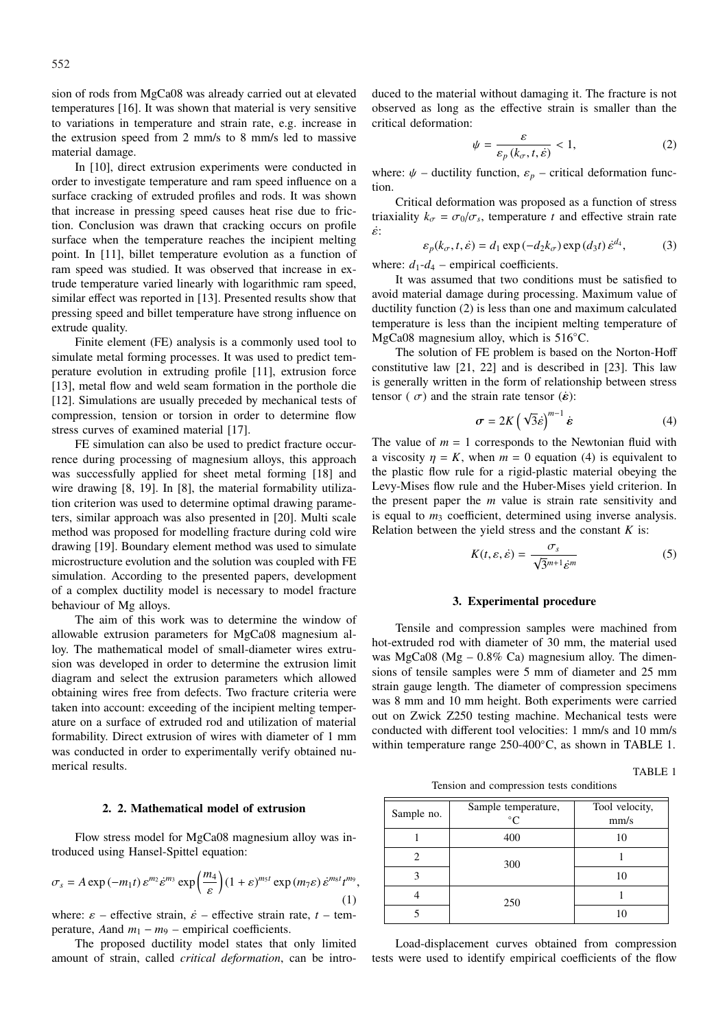sion of rods from MgCa08 was already carried out at elevated temperatures [16]. It was shown that material is very sensitive to variations in temperature and strain rate, e.g. increase in the extrusion speed from 2 mm/s to 8 mm/s led to massive material damage.

In [10], direct extrusion experiments were conducted in order to investigate temperature and ram speed influence on a surface cracking of extruded profiles and rods. It was shown that increase in pressing speed causes heat rise due to friction. Conclusion was drawn that cracking occurs on profile surface when the temperature reaches the incipient melting point. In [11], billet temperature evolution as a function of ram speed was studied. It was observed that increase in extrude temperature varied linearly with logarithmic ram speed, similar effect was reported in [13]. Presented results show that pressing speed and billet temperature have strong influence on extrude quality.

Finite element (FE) analysis is a commonly used tool to simulate metal forming processes. It was used to predict temperature evolution in extruding profile [11], extrusion force [13], metal flow and weld seam formation in the porthole die [12]. Simulations are usually preceded by mechanical tests of compression, tension or torsion in order to determine flow stress curves of examined material [17].

FE simulation can also be used to predict fracture occurrence during processing of magnesium alloys, this approach was successfully applied for sheet metal forming [18] and wire drawing [8, 19]. In [8], the material formability utilization criterion was used to determine optimal drawing parameters, similar approach was also presented in [20]. Multi scale method was proposed for modelling fracture during cold wire drawing [19]. Boundary element method was used to simulate microstructure evolution and the solution was coupled with FE simulation. According to the presented papers, development of a complex ductility model is necessary to model fracture behaviour of Mg alloys.

The aim of this work was to determine the window of allowable extrusion parameters for MgCa08 magnesium alloy. The mathematical model of small-diameter wires extrusion was developed in order to determine the extrusion limit diagram and select the extrusion parameters which allowed obtaining wires free from defects. Two fracture criteria were taken into account: exceeding of the incipient melting temperature on a surface of extruded rod and utilization of material formability. Direct extrusion of wires with diameter of 1 mm was conducted in order to experimentally verify obtained numerical results.

## 2. 2. Mathematical model of extrusion

Flow stress model for MgCa08 magnesium alloy was introduced using Hansel-Spittel equation:

$$\sigma_s = A \exp(-m_1 t)\, \varepsilon^{m_2} \dot{\varepsilon}^{m_3} \exp\left(\frac{m_4}{\varepsilon}\right) (1+\varepsilon)^{m_5 t} \exp(m_7 \varepsilon)\, \dot{\varepsilon}^{m_8 t} t^{m_9}, \tag{1}$$

where: $\varepsilon$ – effective strain, $\dot{\varepsilon}$ – effective strain rate, $t$ – temperature, $A$and $m_1 - m_9$ – empirical coefficients.

The proposed ductility model states that only limited amount of strain, called *critical deformation*, can be introduced to the material without damaging it. The fracture is not observed as long as the effective strain is smaller than the critical deformation:

$$\psi = \frac{\varepsilon}{\varepsilon_p (k_\sigma, t, \dot{\varepsilon})} < 1, \tag{2}$$

where: $\psi$ – ductility function, $\varepsilon_p$ – critical deformation function.

Critical deformation was proposed as a function of stress triaxiality $k_\sigma = \sigma_0/\sigma_s$, temperature $t$ and effective strain rate $\dot{\varepsilon}$:

$$\varepsilon_p(k_\sigma, t, \dot{\varepsilon}) = d_1 \exp(-d_2 k_\sigma) \exp(d_3 t)\, \dot{\varepsilon}^{d_4}, \tag{3}$$

where: $d_1$-$d_4$ – empirical coefficients.

It was assumed that two conditions must be satisfied to avoid material damage during processing. Maximum value of ductility function (2) is less than one and maximum calculated temperature is less than the incipient melting temperature of MgCa08 magnesium alloy, which is 516°C.

The solution of FE problem is based on the Norton-Hoff constitutive law [21, 22] and is described in [23]. This law is generally written in the form of relationship between stress tensor ( $\sigma$) and the strain rate tensor ($\dot{\boldsymbol{\varepsilon}}$):

$$\boldsymbol{\sigma} = 2K\left(\sqrt{3}\dot{\varepsilon}\right)^{m-1} \dot{\boldsymbol{\varepsilon}} \tag{4}$$

The value of $m = 1$ corresponds to the Newtonian fluid with a viscosity $\eta = K$, when $m = 0$ equation (4) is equivalent to the plastic flow rule for a rigid-plastic material obeying the Levy-Mises flow rule and the Huber-Mises yield criterion. In the present paper the $m$ value is strain rate sensitivity and is equal to $m_3$ coefficient, determined using inverse analysis. Relation between the yield stress and the constant $K$ is:

$$K(t, \varepsilon, \dot{\varepsilon}) = \frac{\sigma_s}{\sqrt{3}^{m+1} \dot{\varepsilon}^m} \tag{5}$$

## 3. Experimental procedure

Tensile and compression samples were machined from hot-extruded rod with diameter of 30 mm, the material used was MgCa08 (Mg – 0.8% Ca) magnesium alloy. The dimensions of tensile samples were 5 mm of diameter and 25 mm strain gauge length. The diameter of compression specimens was 8 mm and 10 mm height. Both experiments were carried out on Zwick Z250 testing machine. Mechanical tests were conducted with different tool velocities: 1 mm/s and 10 mm/s within temperature range 250-400°C, as shown in TABLE 1.

TABLE 1

Tension and compression tests conditions

| Sample no. | Sample temperature, °C | Tool velocity, mm/s |
|---|---|---|
| 1 | 400 | 10 |
| 2 | 300 | 1 |
| 3 | | 10 |
| 4 | 250 | 1 |
| 5 | | 10 |

Load-displacement curves obtained from compression tests were used to identify empirical coefficients of the flow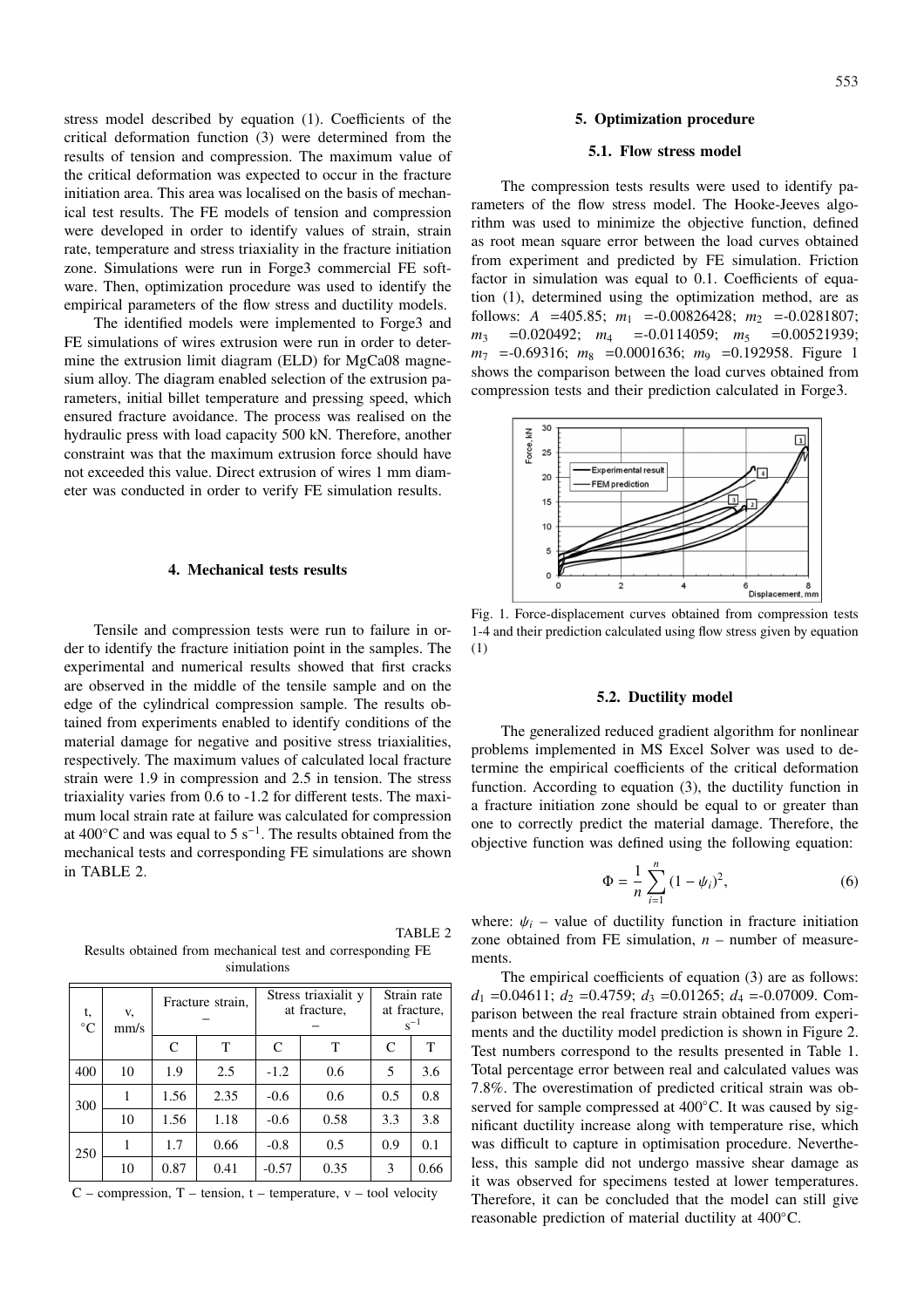stress model described by equation (1). Coefficients of the critical deformation function (3) were determined from the results of tension and compression. The maximum value of the critical deformation was expected to occur in the fracture initiation area. This area was localised on the basis of mechanical test results. The FE models of tension and compression were developed in order to identify values of strain, strain rate, temperature and stress triaxiality in the fracture initiation zone. Simulations were run in Forge3 commercial FE software. Then, optimization procedure was used to identify the empirical parameters of the flow stress and ductility models.

The identified models were implemented to Forge3 and FE simulations of wires extrusion were run in order to determine the extrusion limit diagram (ELD) for MgCa08 magnesium alloy. The diagram enabled selection of the extrusion parameters, initial billet temperature and pressing speed, which ensured fracture avoidance. The process was realised on the hydraulic press with load capacity 500 kN. Therefore, another constraint was that the maximum extrusion force should have not exceeded this value. Direct extrusion of wires 1 mm diameter was conducted in order to verify FE simulation results.

## 4. Mechanical tests results

Tensile and compression tests were run to failure in order to identify the fracture initiation point in the samples. The experimental and numerical results showed that first cracks are observed in the middle of the tensile sample and on the edge of the cylindrical compression sample. The results obtained from experiments enabled to identify conditions of the material damage for negative and positive stress triaxialities, respectively. The maximum values of calculated local fracture strain were 1.9 in compression and 2.5 in tension. The stress triaxiality varies from 0.6 to -1.2 for different tests. The maximum local strain rate at failure was calculated for compression at 400°C and was equal to 5 $s^{-1}$. The results obtained from the mechanical tests and corresponding FE simulations are shown in TABLE 2.

TABLE 2

Results obtained from mechanical test and corresponding FE simulations

| t, °C | v, mm/s | Fracture strain, – | | Stress triaxiality at fracture, – | | Strain rate at fracture, $s^{-1}$ | |
|---|---|---|---|---|---|---|---|
| | | C | T | C | T | C | T |
| 400 | 10 | 1.9 | 2.5 | -1.2 | 0.6 | 5 | 3.6 |
| 300 | 1 | 1.56 | 2.35 | -0.6 | 0.6 | 0.5 | 0.8 |
| | 10 | 1.56 | 1.18 | -0.6 | 0.58 | 3.3 | 3.8 |
| 250 | 1 | 1.7 | 0.66 | -0.8 | 0.5 | 0.9 | 0.1 |
| | 10 | 0.87 | 0.41 | -0.57 | 0.35 | 3 | 0.66 |

C – compression, T – tension, t – temperature, v – tool velocity

## 5. Optimization procedure

### 5.1. Flow stress model

The compression tests results were used to identify parameters of the flow stress model. The Hooke-Jeeves algorithm was used to minimize the objective function, defined as root mean square error between the load curves obtained from experiment and predicted by FE simulation. Friction factor in simulation was equal to 0.1. Coefficients of equation (1), determined using the optimization method, are as follows: $A$ =405.85; $m_1$ =-0.00826428; $m_2$ =-0.0281807; $m_3$ =0.020492; $m_4$ =-0.0114059; $m_5$ =0.00521939; $m_7$ =-0.69316; $m_8$ =0.0001636; $m_9$ =0.192958. Figure 1 shows the comparison between the load curves obtained from compression tests and their prediction calculated in Forge3.

Fig. 1. Force-displacement curves obtained from compression tests 1-4 and their prediction calculated using flow stress given by equation (1)

### 5.2. Ductility model

The generalized reduced gradient algorithm for nonlinear problems implemented in MS Excel Solver was used to determine the empirical coefficients of the critical deformation function. According to equation (3), the ductility function in a fracture initiation zone should be equal to or greater than one to correctly predict the material damage. Therefore, the objective function was defined using the following equation:

$$\Phi = \frac{1}{n}\sum_{i=1}^{n}(1-\psi_i)^2, \tag{6}$$

where: $\psi_i$ – value of ductility function in fracture initiation zone obtained from FE simulation, $n$ – number of measurements.

The empirical coefficients of equation (3) are as follows: $d_1$ =0.04611; $d_2$ =0.4759; $d_3$ =0.01265; $d_4$ =-0.07009. Comparison between the real fracture strain obtained from experiments and the ductility model prediction is shown in Figure 2. Test numbers correspond to the results presented in Table 1. Total percentage error between real and calculated values was 7.8%. The overestimation of predicted critical strain was observed for sample compressed at 400°C. It was caused by significant ductility increase along with temperature rise, which was difficult to capture in optimisation procedure. Nevertheless, this sample did not undergo massive shear damage as it was observed for specimens tested at lower temperatures. Therefore, it can be concluded that the model can still give reasonable prediction of material ductility at 400°C.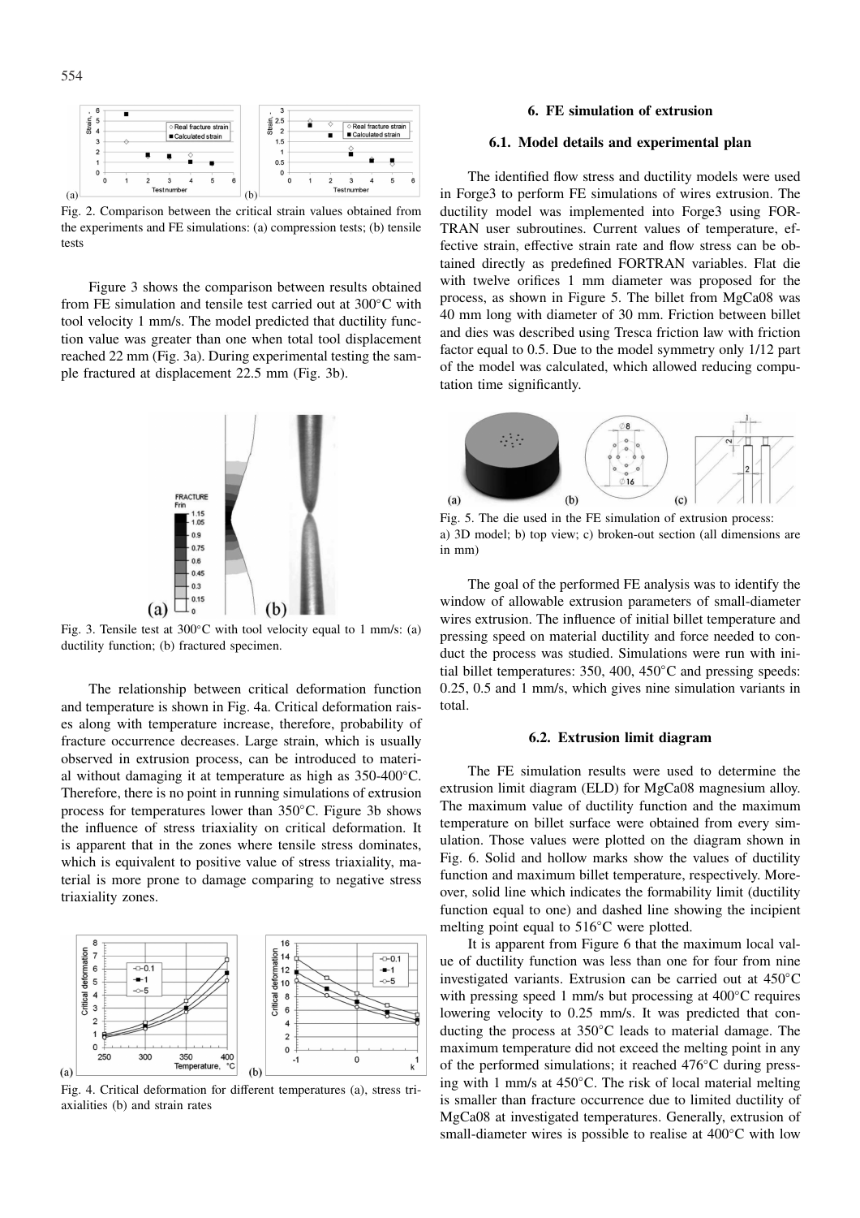Fig. 2. Comparison between the critical strain values obtained from the experiments and FE simulations: (a) compression tests; (b) tensile tests

Figure 3 shows the comparison between results obtained from FE simulation and tensile test carried out at 300°C with tool velocity 1 mm/s. The model predicted that ductility function value was greater than one when total tool displacement reached 22 mm (Fig. 3a). During experimental testing the sample fractured at displacement 22.5 mm (Fig. 3b).

Fig. 3. Tensile test at 300°C with tool velocity equal to 1 mm/s: (a) ductility function; (b) fractured specimen.

The relationship between critical deformation function and temperature is shown in Fig. 4a. Critical deformation raises along with temperature increase, therefore, probability of fracture occurrence decreases. Large strain, which is usually observed in extrusion process, can be introduced to material without damaging it at temperature as high as 350-400°C. Therefore, there is no point in running simulations of extrusion process for temperatures lower than 350°C. Figure 3b shows the influence of stress triaxiality on critical deformation. It is apparent that in the zones where tensile stress dominates, which is equivalent to positive value of stress triaxiality, material is more prone to damage comparing to negative stress triaxiality zones.

Fig. 4. Critical deformation for different temperatures (a), stress triaxialities (b) and strain rates

## 6. FE simulation of extrusion

### 6.1. Model details and experimental plan

The identified flow stress and ductility models were used in Forge3 to perform FE simulations of wires extrusion. The ductility model was implemented into Forge3 using FORTRAN user subroutines. Current values of temperature, effective strain, effective strain rate and flow stress can be obtained directly as predefined FORTRAN variables. Flat die with twelve orifices 1 mm diameter was proposed for the process, as shown in Figure 5. The billet from MgCa08 was 40 mm long with diameter of 30 mm. Friction between billet and dies was described using Tresca friction law with friction factor equal to 0.5. Due to the model symmetry only 1/12 part of the model was calculated, which allowed reducing computation time significantly.

Fig. 5. The die used in the FE simulation of extrusion process: a) 3D model; b) top view; c) broken-out section (all dimensions are in mm)

The goal of the performed FE analysis was to identify the window of allowable extrusion parameters of small-diameter wires extrusion. The influence of initial billet temperature and pressing speed on material ductility and force needed to conduct the process was studied. Simulations were run with initial billet temperatures: 350, 400, 450°C and pressing speeds: 0.25, 0.5 and 1 mm/s, which gives nine simulation variants in total.

### 6.2. Extrusion limit diagram

The FE simulation results were used to determine the extrusion limit diagram (ELD) for MgCa08 magnesium alloy. The maximum value of ductility function and the maximum temperature on billet surface were obtained from every simulation. Those values were plotted on the diagram shown in Fig. 6. Solid and hollow marks show the values of ductility function and maximum billet temperature, respectively. Moreover, solid line which indicates the formability limit (ductility function equal to one) and dashed line showing the incipient melting point equal to 516°C were plotted.

It is apparent from Figure 6 that the maximum local value of ductility function was less than one for four from nine investigated variants. Extrusion can be carried out at 450°C with pressing speed 1 mm/s but processing at 400°C requires lowering velocity to 0.25 mm/s. It was predicted that conducting the process at 350°C leads to material damage. The maximum temperature did not exceed the melting point in any of the performed simulations; it reached 476°C during pressing with 1 mm/s at 450°C. The risk of local material melting is smaller than fracture occurrence due to limited ductility of MgCa08 at investigated temperatures. Generally, extrusion of small-diameter wires is possible to realise at 400°C with low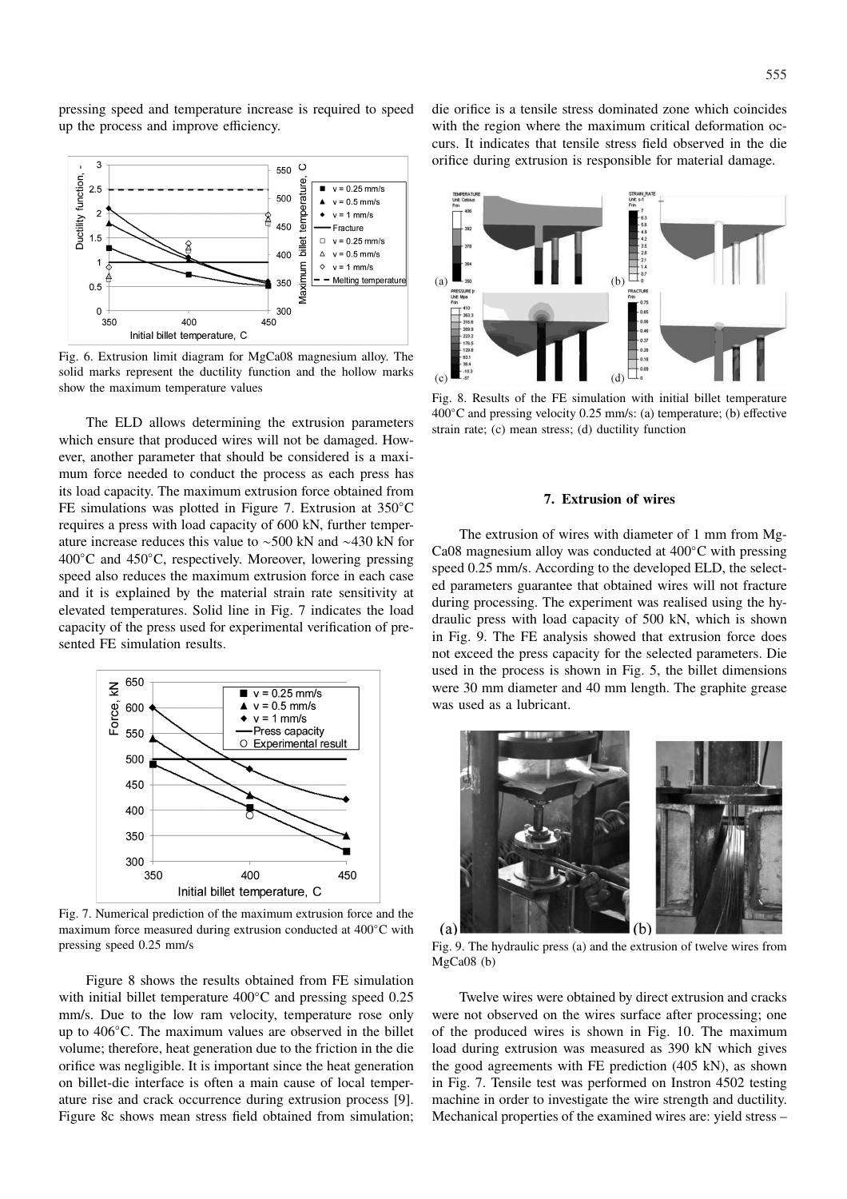pressing speed and temperature increase is required to speed up the process and improve efficiency.

Fig. 6. Extrusion limit diagram for MgCa08 magnesium alloy. The solid marks represent the ductility function and the hollow marks show the maximum temperature values

The ELD allows determining the extrusion parameters which ensure that produced wires will not be damaged. However, another parameter that should be considered is a maximum force needed to conduct the process as each press has its load capacity. The maximum extrusion force obtained from FE simulations was plotted in Figure 7. Extrusion at 350°C requires a press with load capacity of 600 kN, further temperature increase reduces this value to ~500 kN and ~430 kN for 400°C and 450°C, respectively. Moreover, lowering pressing speed also reduces the maximum extrusion force in each case and it is explained by the material strain rate sensitivity at elevated temperatures. Solid line in Fig. 7 indicates the load capacity of the press used for experimental verification of presented FE simulation results.

Fig. 7. Numerical prediction of the maximum extrusion force and the maximum force measured during extrusion conducted at 400°C with pressing speed 0.25 mm/s

Figure 8 shows the results obtained from FE simulation with initial billet temperature 400°C and pressing speed 0.25 mm/s. Due to the low ram velocity, temperature rose only up to 406°C. The maximum values are observed in the billet volume; therefore, heat generation due to the friction in the die orifice was negligible. It is important since the heat generation on billet-die interface is often a main cause of local temperature rise and crack occurrence during extrusion process [9]. Figure 8c shows mean stress field obtained from simulation; die orifice is a tensile stress dominated zone which coincides with the region where the maximum critical deformation occurs. It indicates that tensile stress field observed in the die orifice during extrusion is responsible for material damage.

Fig. 8. Results of the FE simulation with initial billet temperature 400°C and pressing velocity 0.25 mm/s: (a) temperature; (b) effective strain rate; (c) mean stress; (d) ductility function

## 7. Extrusion of wires

The extrusion of wires with diameter of 1 mm from MgCa08 magnesium alloy was conducted at 400°C with pressing speed 0.25 mm/s. According to the developed ELD, the selected parameters guarantee that obtained wires will not fracture during processing. The experiment was realised using the hydraulic press with load capacity of 500 kN, which is shown in Fig. 9. The FE analysis showed that extrusion force does not exceed the press capacity for the selected parameters. Die used in the process is shown in Fig. 5, the billet dimensions were 30 mm diameter and 40 mm length. The graphite grease was used as a lubricant.

Fig. 9. The hydraulic press (a) and the extrusion of twelve wires from MgCa08 (b)

Twelve wires were obtained by direct extrusion and cracks were not observed on the wires surface after processing; one of the produced wires is shown in Fig. 10. The maximum load during extrusion was measured as 390 kN which gives the good agreements with FE prediction (405 kN), as shown in Fig. 7. Tensile test was performed on Instron 4502 testing machine in order to investigate the wire strength and ductility. Mechanical properties of the examined wires are: yield stress –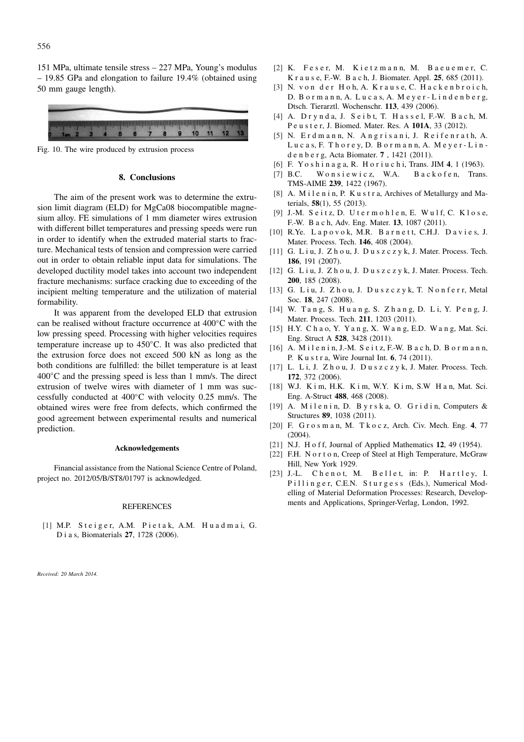151 MPa, ultimate tensile stress – 227 MPa, Young's modulus – 19.85 GPa and elongation to failure 19.4% (obtained using 50 mm gauge length).

Fig. 10. The wire produced by extrusion process

## 8. Conclusions

The aim of the present work was to determine the extrusion limit diagram (ELD) for MgCa08 biocompatible magnesium alloy. FE simulations of 1 mm diameter wires extrusion with different billet temperatures and pressing speeds were run in order to identify when the extruded material starts to fracture. Mechanical tests of tension and compression were carried out in order to obtain reliable input data for simulations. The developed ductility model takes into account two independent fracture mechanisms: surface cracking due to exceeding of the incipient melting temperature and the utilization of material formability.

It was apparent from the developed ELD that extrusion can be realised without fracture occurrence at 400°C with the low pressing speed. Processing with higher velocities requires temperature increase up to 450°C. It was also predicted that the extrusion force does not exceed 500 kN as long as the both conditions are fulfilled: the billet temperature is at least 400°C and the pressing speed is less than 1 mm/s. The direct extrusion of twelve wires with diameter of 1 mm was successfully conducted at 400°C with velocity 0.25 mm/s. The obtained wires were free from defects, which confirmed the good agreement between experimental results and numerical prediction.

### Acknowledgements

Financial assistance from the National Science Centre of Poland, project no. 2012/05/B/ST8/01797 is acknowledged.

### REFERENCES

[1] M.P. Steiger, A.M. Pietak, A.M. Huadmai, G. Dias, Biomaterials **27**, 1728 (2006).

[2] K. Feser, M. Kietzmann, M. Baeuemer, C. Krause, F.-W. Bach, J. Biomater. Appl. **25**, 685 (2011).

[3] N. von der Hoh, A. Krause, C. Hackenbroich, D. Bormann, A. Lucas, A. Meyer-Lindenberg, Dtsch. Tierarztl. Wochenschr. **113**, 439 (2006).

[4] A. Drynda, J. Seibt, T. Hassel, F.-W. Bach, M. Peuster, J. Biomed. Mater. Res. A **101A**, 33 (2012).

[5] N. Erdmann, N. Angrisani, J. Reifenrath, A. Lucas, F. Thorey, D. Bormann, A. Meyer-Lindenberg, Acta Biomater. **7** , 1421 (2011).

[6] F. Yoshinaga, R. Horiuchi, Trans. JIM **4**, 1 (1963).

[7] B.C. Wonsiewicz, W.A. Backofen, Trans. TMS-AIME **239**, 1422 (1967).

[8] A. Milenin, P. Kustra, Archives of Metallurgy and Materials, **58**(1), 55 (2013).

[9] J.-M. Seitz, D. Utermohlen, E. Wulf, C. Klose, F.-W. Bach, Adv. Eng. Mater. **13**, 1087 (2011).

[10] R.Ye. Lapovok, M.R. Barnett, C.H.J. Davies, J. Mater. Process. Tech. **146**, 408 (2004).

[11] G. Liu, J. Zhou, J. Duszczyk, J. Mater. Process. Tech. **186**, 191 (2007).

[12] G. Liu, J. Zhou, J. Duszczyk, J. Mater. Process. Tech. **200**, 185 (2008).

[13] G. Liu, J. Zhou, J. Duszczyk, T. Nonferr, Metal Soc. **18**, 247 (2008).

[14] W. Tang, S. Huang, S. Zhang, D. Li, Y. Peng, J. Mater. Process. Tech. **211**, 1203 (2011).

[15] H.Y. Chao, Y. Yang, X. Wang, E.D. Wang, Mat. Sci. Eng. Struct A **528**, 3428 (2011).

[16] A. Milenin, J.-M. Seitz, F.-W. Bach, D. Bormann, P. Kustra, Wire Journal Int. **6**, 74 (2011).

[17] L. Li, J. Zhou, J. Duszczyk, J. Mater. Process. Tech. **172**, 372 (2006).

[18] W.J. Kim, H.K. Kim, W.Y. Kim, S.W Han, Mat. Sci. Eng. A-Struct **488**, 468 (2008).

[19] A. Milenin, D. Byrska, O. Gridin, Computers & Structures **89**, 1038 (2011).

[20] F. Grosman, M. Tkocz, Arch. Civ. Mech. Eng. **4**, 77 (2004).

[21] N.J. Hoff, Journal of Applied Mathematics **12**, 49 (1954).

[22] F.H. Norton, Creep of Steel at High Temperature, McGraw Hill, New York 1929.

[23] J.-L. Chenot, M. Bellet, in: P. Hartley, I. Pillinger, C.E.N. Sturgess (Eds.), Numerical Modelling of Material Deformation Processes: Research, Developments and Applications, Springer-Verlag, London, 1992.

*Received: 20 March 2014.*